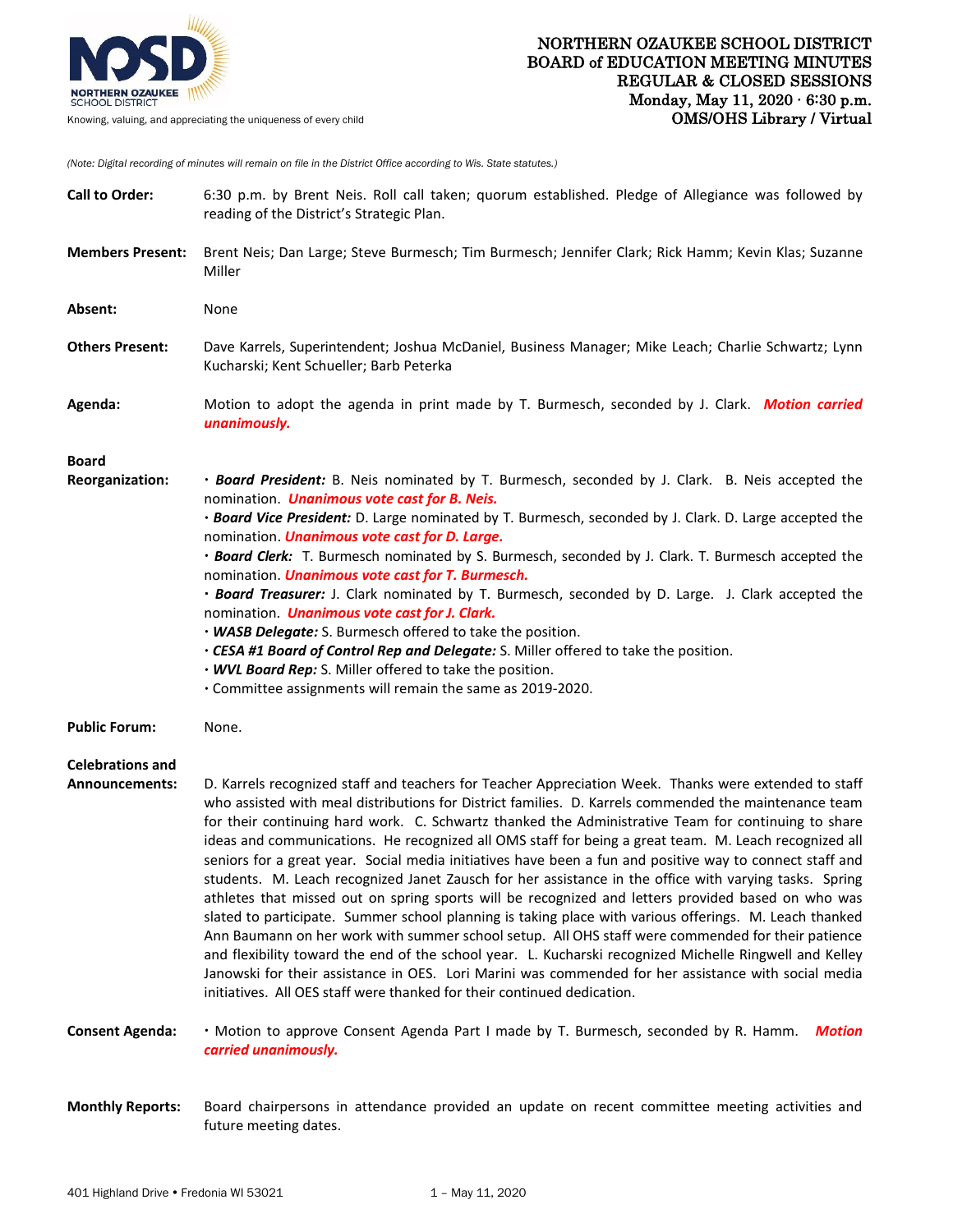# NORTHERN OZAUKEE SCHOOL DISTRICT
## BOARD of EDUCATION MEETING MINUTES
## REGULAR & CLOSED SESSIONS
**Monday, May 11, 2020 · 6:30 p.m.**
**OMS/OHS Library / Virtual**

NORTHERN OZAUKEE SCHOOL DISTRICT

Knowing, valuing, and appreciating the uniqueness of every child

*(Note: Digital recording of minutes will remain on file in the District Office according to Wis. State statutes.)*

**Call to Order:** 6:30 p.m. by Brent Neis. Roll call taken; quorum established. Pledge of Allegiance was followed by reading of the District's Strategic Plan.

**Members Present:** Brent Neis; Dan Large; Steve Burmesch; Tim Burmesch; Jennifer Clark; Rick Hamm; Kevin Klas; Suzanne Miller

**Absent:** None

**Others Present:** Dave Karrels, Superintendent; Joshua McDaniel, Business Manager; Mike Leach; Charlie Schwartz; Lynn Kucharski; Kent Schueller; Barb Peterka

**Agenda:** Motion to adopt the agenda in print made by T. Burmesch, seconded by J. Clark. ***Motion carried unanimously.***

**Board Reorganization:**

- ***Board President:*** B. Neis nominated by T. Burmesch, seconded by J. Clark. B. Neis accepted the nomination. ***Unanimous vote cast for B. Neis.***
- ***Board Vice President:*** D. Large nominated by T. Burmesch, seconded by J. Clark. D. Large accepted the nomination. ***Unanimous vote cast for D. Large.***
- ***Board Clerk:*** T. Burmesch nominated by S. Burmesch, seconded by J. Clark. T. Burmesch accepted the nomination. ***Unanimous vote cast for T. Burmesch.***
- ***Board Treasurer:*** J. Clark nominated by T. Burmesch, seconded by D. Large. J. Clark accepted the nomination. ***Unanimous vote cast for J. Clark.***
- ***WASB Delegate:*** S. Burmesch offered to take the position.
- ***CESA #1 Board of Control Rep and Delegate:*** S. Miller offered to take the position.
- ***WVL Board Rep:*** S. Miller offered to take the position.
- Committee assignments will remain the same as 2019-2020.

**Public Forum:** None.

**Celebrations and Announcements:** D. Karrels recognized staff and teachers for Teacher Appreciation Week. Thanks were extended to staff who assisted with meal distributions for District families. D. Karrels commended the maintenance team for their continuing hard work. C. Schwartz thanked the Administrative Team for continuing to share ideas and communications. He recognized all OMS staff for being a great team. M. Leach recognized all seniors for a great year. Social media initiatives have been a fun and positive way to connect staff and students. M. Leach recognized Janet Zausch for her assistance in the office with varying tasks. Spring athletes that missed out on spring sports will be recognized and letters provided based on who was slated to participate. Summer school planning is taking place with various offerings. M. Leach thanked Ann Baumann on her work with summer school setup. All OHS staff were commended for their patience and flexibility toward the end of the school year. L. Kucharski recognized Michelle Ringwell and Kelley Janowski for their assistance in OES. Lori Marini was commended for her assistance with social media initiatives. All OES staff were thanked for their continued dedication.

**Consent Agenda:**

- Motion to approve Consent Agenda Part I made by T. Burmesch, seconded by R. Hamm. ***Motion carried unanimously.***

**Monthly Reports:** Board chairpersons in attendance provided an update on recent committee meeting activities and future meeting dates.

401 Highland Drive • Fredonia WI 53021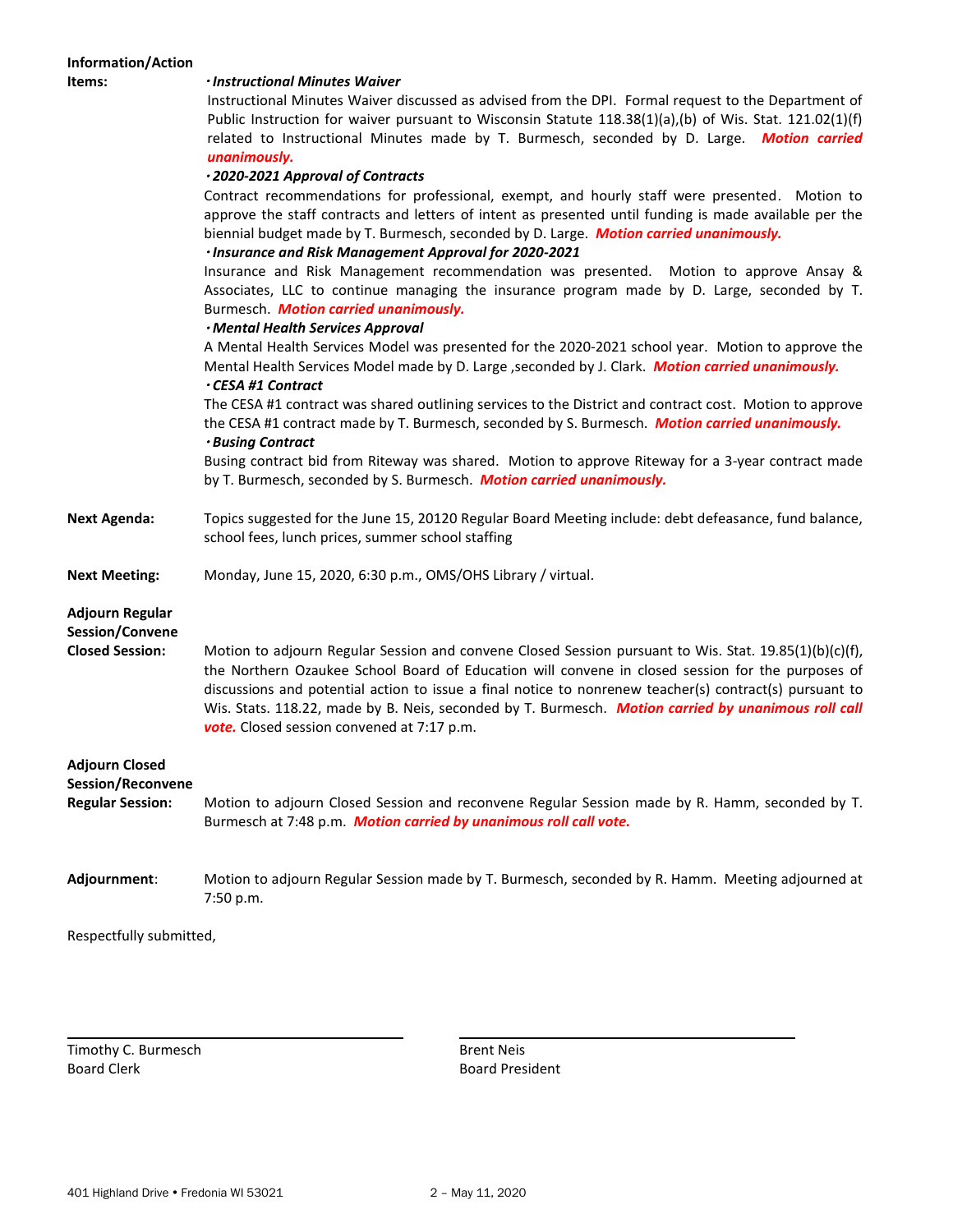**Information/Action Items:**

***Instructional Minutes Waiver***

Instructional Minutes Waiver discussed as advised from the DPI. Formal request to the Department of Public Instruction for waiver pursuant to Wisconsin Statute 118.38(1)(a),(b) of Wis. Stat. 121.02(1)(f) related to Instructional Minutes made by T. Burmesch, seconded by D. Large. ***Motion carried unanimously.***

***2020-2021 Approval of Contracts***

Contract recommendations for professional, exempt, and hourly staff were presented. Motion to approve the staff contracts and letters of intent as presented until funding is made available per the biennial budget made by T. Burmesch, seconded by D. Large. ***Motion carried unanimously.***

***Insurance and Risk Management Approval for 2020-2021***

Insurance and Risk Management recommendation was presented. Motion to approve Ansay & Associates, LLC to continue managing the insurance program made by D. Large, seconded by T. Burmesch. ***Motion carried unanimously.***

***Mental Health Services Approval***

A Mental Health Services Model was presented for the 2020-2021 school year. Motion to approve the Mental Health Services Model made by D. Large ,seconded by J. Clark. ***Motion carried unanimously.***

***CESA #1 Contract***

The CESA #1 contract was shared outlining services to the District and contract cost. Motion to approve the CESA #1 contract made by T. Burmesch, seconded by S. Burmesch. ***Motion carried unanimously.***

***Busing Contract***

Busing contract bid from Riteway was shared. Motion to approve Riteway for a 3-year contract made by T. Burmesch, seconded by S. Burmesch. ***Motion carried unanimously.***

**Next Agenda:** Topics suggested for the June 15, 20120 Regular Board Meeting include: debt defeasance, fund balance, school fees, lunch prices, summer school staffing

**Next Meeting:** Monday, June 15, 2020, 6:30 p.m., OMS/OHS Library / virtual.

**Adjourn Regular Session/Convene Closed Session:** Motion to adjourn Regular Session and convene Closed Session pursuant to Wis. Stat. 19.85(1)(b)(c)(f), the Northern Ozaukee School Board of Education will convene in closed session for the purposes of discussions and potential action to issue a final notice to nonrenew teacher(s) contract(s) pursuant to Wis. Stats. 118.22, made by B. Neis, seconded by T. Burmesch. ***Motion carried by unanimous roll call vote.*** Closed session convened at 7:17 p.m.

**Adjourn Closed Session/Reconvene Regular Session:** Motion to adjourn Closed Session and reconvene Regular Session made by R. Hamm, seconded by T. Burmesch at 7:48 p.m. ***Motion carried by unanimous roll call vote.***

**Adjournment**: Motion to adjourn Regular Session made by T. Burmesch, seconded by R. Hamm. Meeting adjourned at 7:50 p.m.

Respectfully submitted,

Timothy C. Burmesch
Board Clerk

Brent Neis
Board President

401 Highland Drive • Fredonia WI 53021